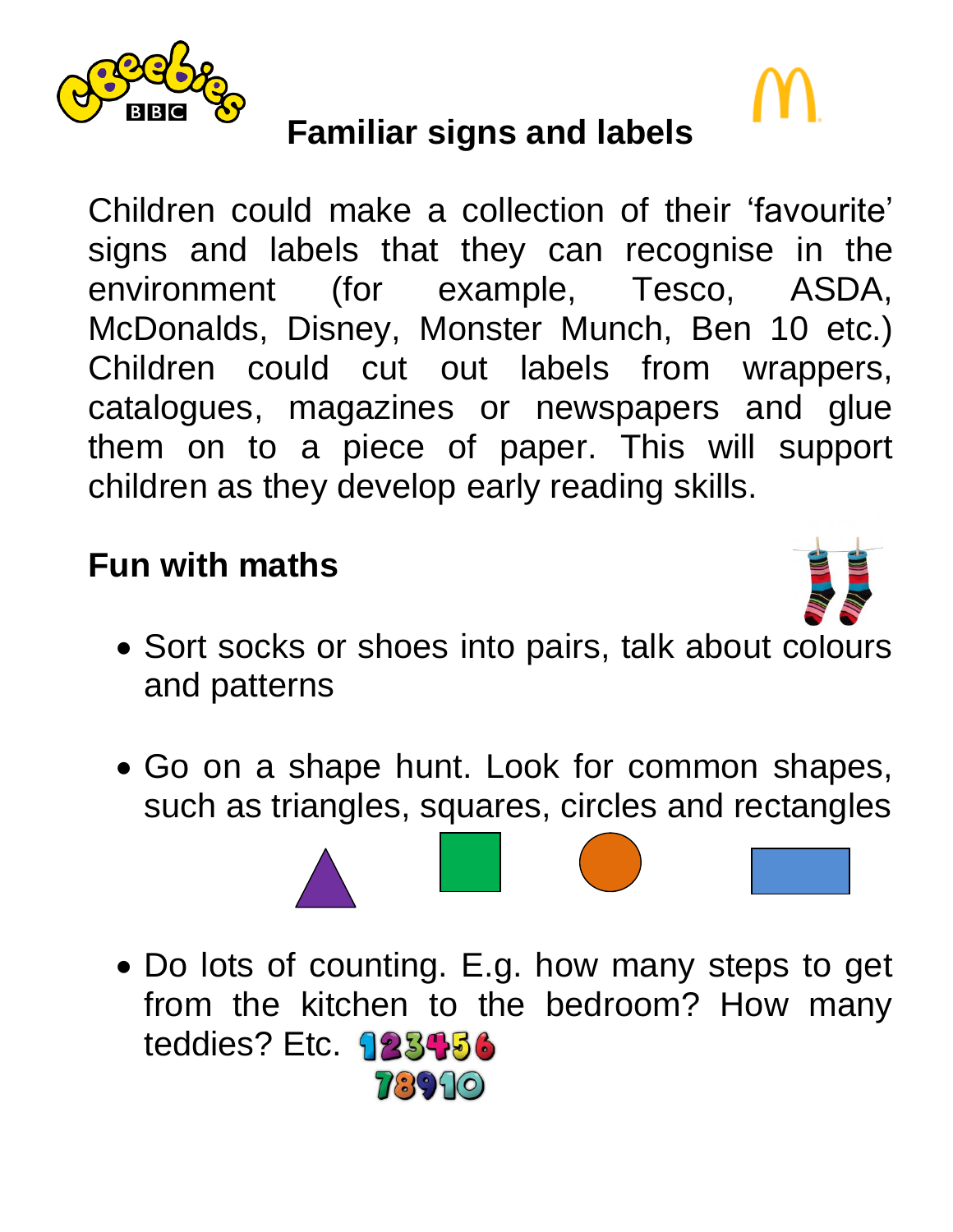## Familiar signs and labels

Children could make a collection of their 'favourite' signs and labels that they can recognise in the environment (for example, Tesco, ASDA, McDonalds, Disney, Monster Munch, Ben 10 etc.) Children could cut out labels from wrappers, catalogues, magazines or newspapers and glue them on to a piece of paper. This will support children as they develop early reading skills.

## Fun with maths

- Sort socks or shoes into pairs, talk about colours and patterns
- Go on a shape hunt. Look for common shapes, such as triangles, squares, circles and rectangles
- Do lots of counting. E.g. how many steps to get from the kitchen to the bedroom? How many teddies? Etc. 1 2 3 4 5 6 7 8 9 10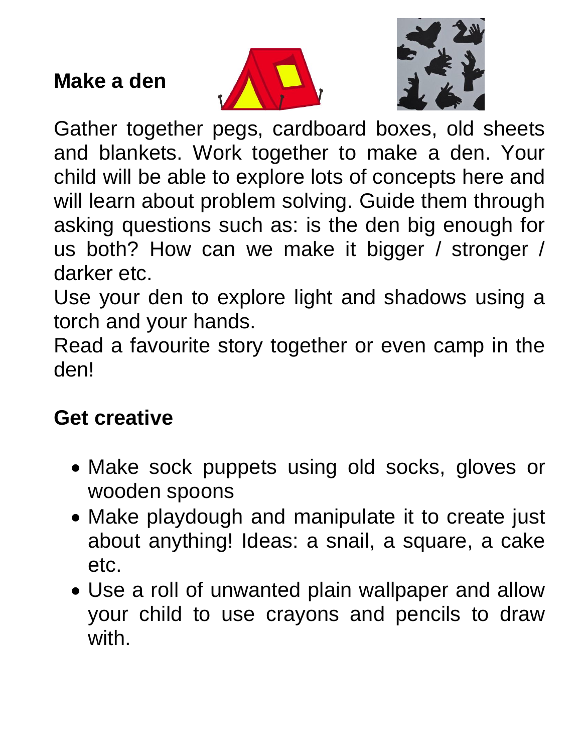## Make a den

Gather together pegs, cardboard boxes, old sheets and blankets. Work together to make a den. Your child will be able to explore lots of concepts here and will learn about problem solving. Guide them through asking questions such as: is the den big enough for us both? How can we make it bigger / stronger / darker etc.

Use your den to explore light and shadows using a torch and your hands.

Read a favourite story together or even camp in the den!

## Get creative

- Make sock puppets using old socks, gloves or wooden spoons
- Make playdough and manipulate it to create just about anything! Ideas: a snail, a square, a cake etc.
- Use a roll of unwanted plain wallpaper and allow your child to use crayons and pencils to draw with.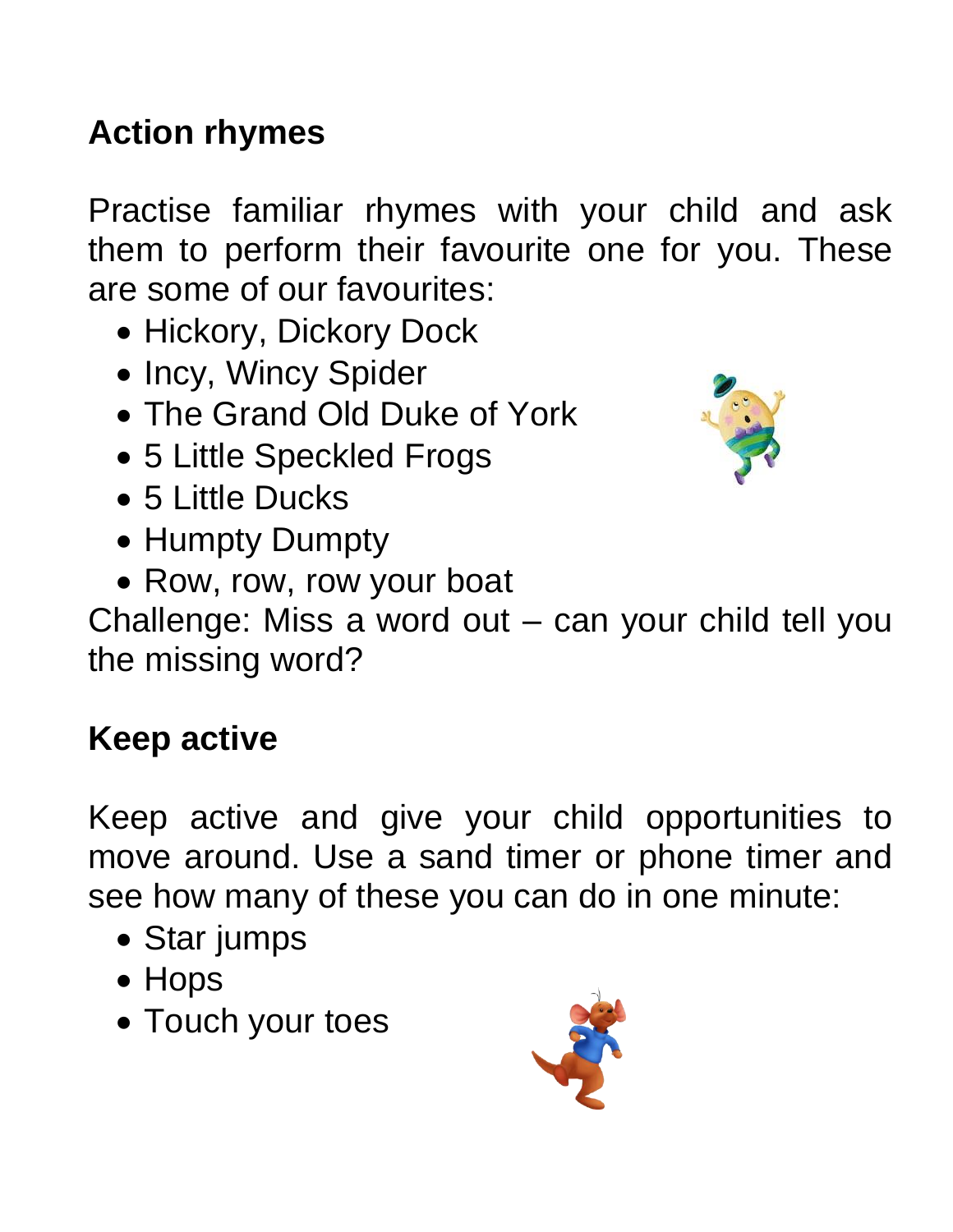## Action rhymes

Practise familiar rhymes with your child and ask them to perform their favourite one for you. These are some of our favourites:

- Hickory, Dickory Dock
- Incy, Wincy Spider
- The Grand Old Duke of York
- 5 Little Speckled Frogs
- 5 Little Ducks
- Humpty Dumpty
- Row, row, row your boat

Challenge: Miss a word out – can your child tell you the missing word?

## Keep active

Keep active and give your child opportunities to move around. Use a sand timer or phone timer and see how many of these you can do in one minute:

- Star jumps
- Hops
- Touch your toes